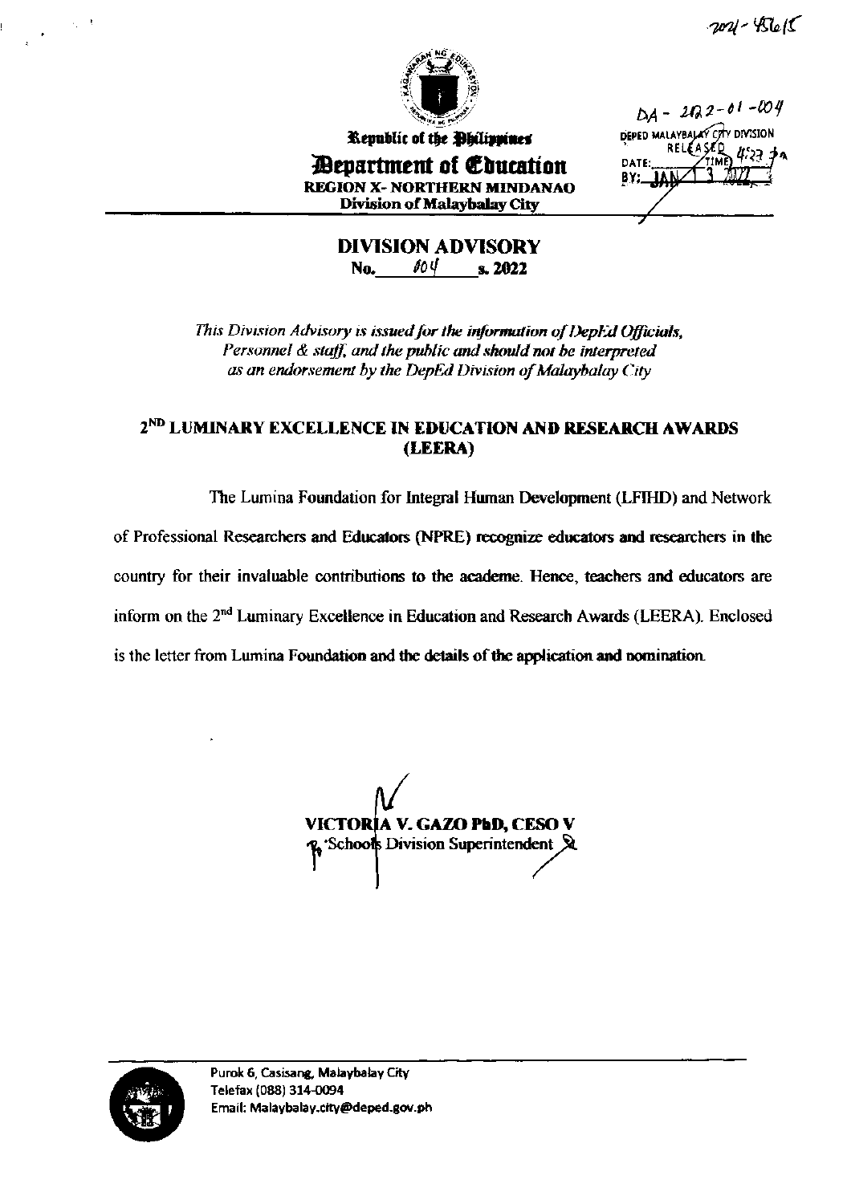2021-456(5

Republic of the Philippines

# Department of Education

**REGION X- NORTHERN MINDANAO**

**Division of Malaybalay City**

DA - 2022-01-004

DEPED MALAYBALAY CITY DIVISION
RELEASED
DATE: JAN 13 2022 TIME: 4:23 pm
BY:

## DIVISION ADVISORY

**No. 004 s. 2022**

*This Division Advisory is issued for the information of DepEd Officials, Personnel & staff, and the public and should not be interpreted as an endorsement by the DepEd Division of Malaybalay City*

## 2ND LUMINARY EXCELLENCE IN EDUCATION AND RESEARCH AWARDS (LEERA)

The Lumina Foundation for Integral Human Development (LFIHD) and Network of Professional Researchers and Educators (NPRE) recognize educators and researchers in the country for their invaluable contributions to the academe. Hence, teachers and educators are inform on the 2nd Luminary Excellence in Education and Research Awards (LEERA). Enclosed is the letter from Lumina Foundation and the details of the application and nomination.

**VICTORIA V. GAZO PhD, CESO V**
Schools Division Superintendent

Purok 6, Casisang, Malaybalay City
Telefax (088) 314-0094
Email: Malaybalay.city@deped.gov.ph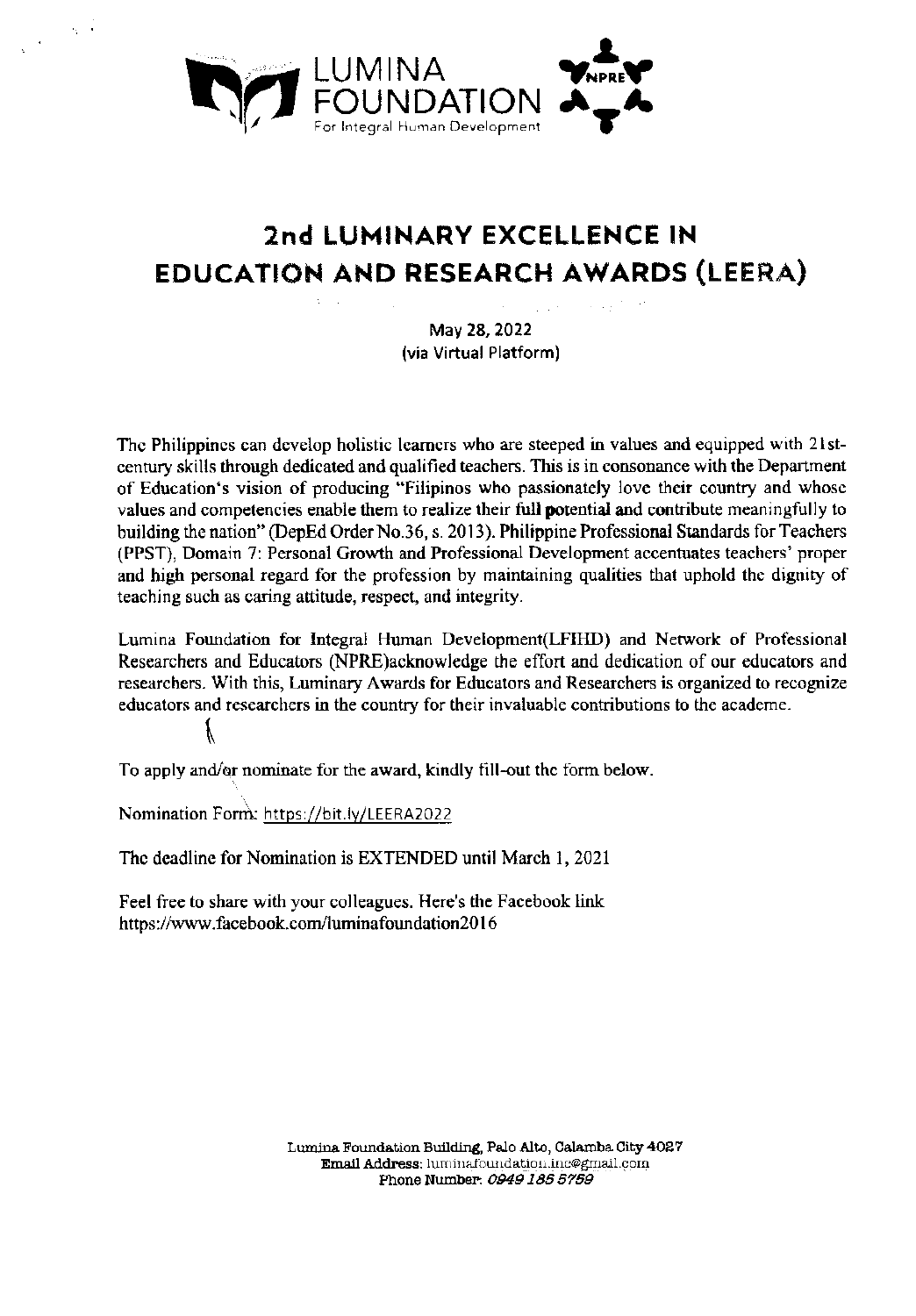LUMINA FOUNDATION
For Integral Human Development

NPRE

# 2nd LUMINARY EXCELLENCE IN EDUCATION AND RESEARCH AWARDS (LEERA)

May 28, 2022
(via Virtual Platform)

The Philippines can develop holistic learners who are steeped in values and equipped with 21st-century skills through dedicated and qualified teachers. This is in consonance with the Department of Education's vision of producing "Filipinos who passionately love their country and whose values and competencies enable them to realize their full potential and contribute meaningfully to building the nation" (DepEd Order No.36, s. 2013). Philippine Professional Standards for Teachers (PPST), Domain 7: Personal Growth and Professional Development accentuates teachers' proper and high personal regard for the profession by maintaining qualities that uphold the dignity of teaching such as caring attitude, respect, and integrity.

Lumina Foundation for Integral Human Development(LFIHD) and Network of Professional Researchers and Educators (NPRE)acknowledge the effort and dedication of our educators and researchers. With this, Luminary Awards for Educators and Researchers is organized to recognize educators and researchers in the country for their invaluable contributions to the academe.

To apply and/or nominate for the award, kindly fill-out the form below.

Nomination Form: https://bit.ly/LEERA2022

The deadline for Nomination is EXTENDED until March 1, 2021

Feel free to share with your colleagues. Here's the Facebook link
https://www.facebook.com/luminafoundation2016

Lumina Foundation Building, Palo Alto, Calamba City 4027
**Email Address:** luminafoundation.inc@gmail.com
**Phone Number:** *0949 185 5759*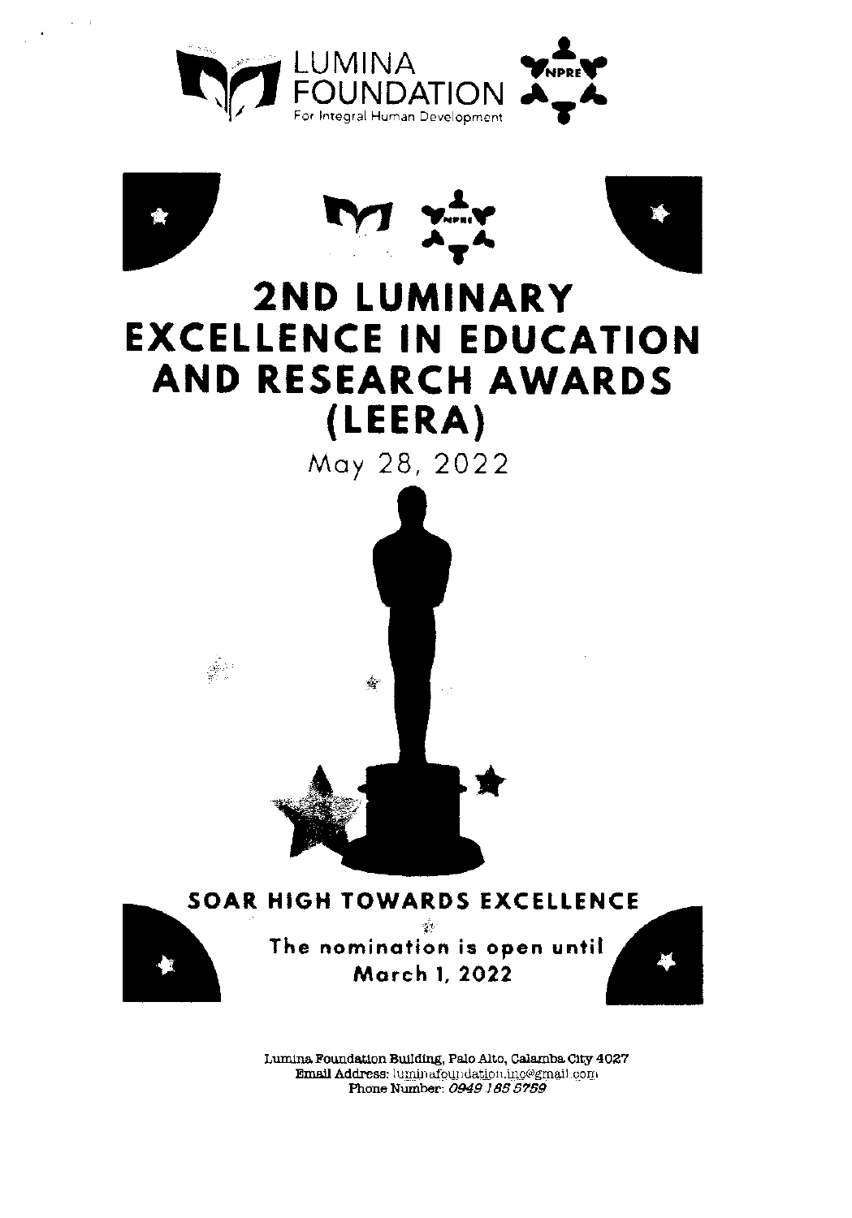LUMINA FOUNDATION
For Integral Human Development

# 2ND LUMINARY EXCELLENCE IN EDUCATION AND RESEARCH AWARDS (LEERA)

May 28, 2022

**SOAR HIGH TOWARDS EXCELLENCE**

**The nomination is open until March 1, 2022**

Lumina Foundation Building, Palo Alto, Calamba City 4027
**Email Address:** luminafoundation.inc@gmail.com
**Phone Number:** *0949 185 5759*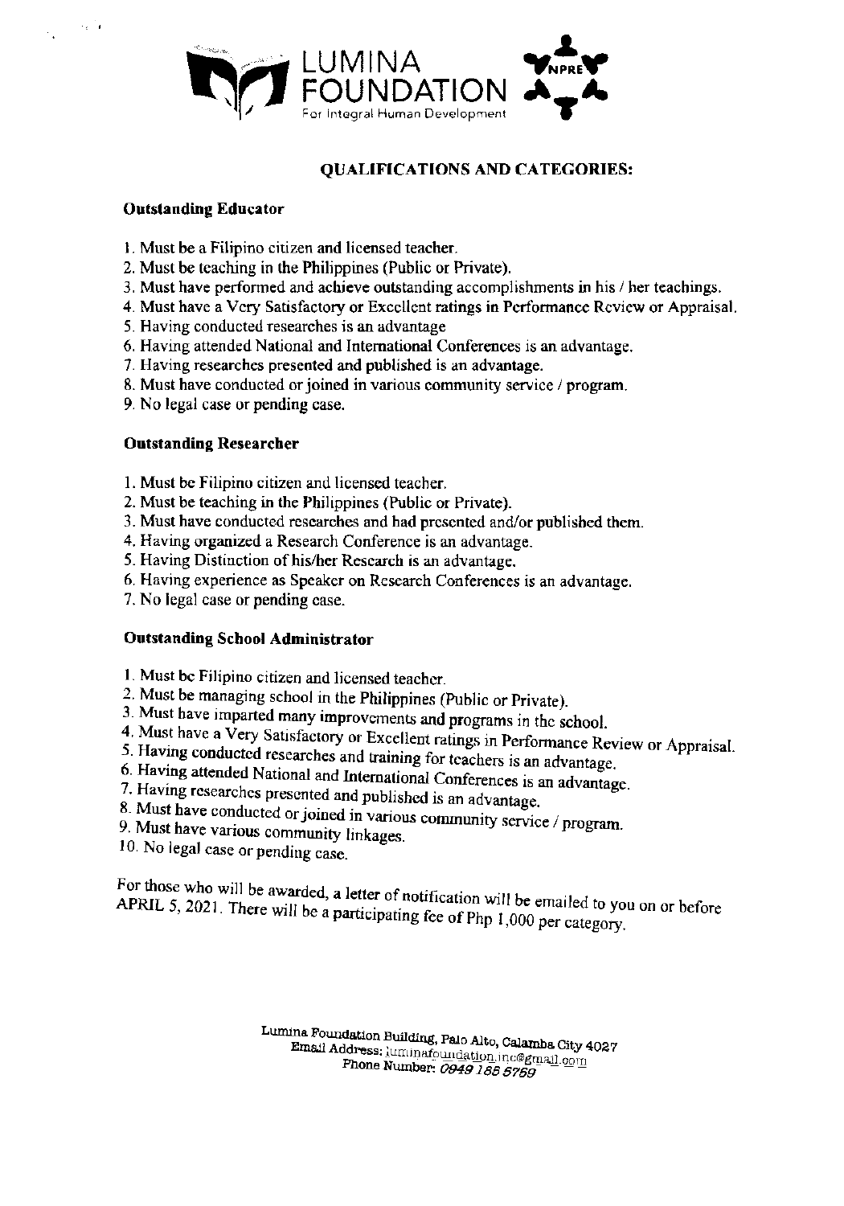LUMINA FOUNDATION
For Integral Human Development

## QUALIFICATIONS AND CATEGORIES:

### Outstanding Educator

1. Must be a Filipino citizen and licensed teacher.
2. Must be teaching in the Philippines (Public or Private).
3. Must have performed and achieve outstanding accomplishments in his / her teachings.
4. Must have a Very Satisfactory or Excellent ratings in Performance Review or Appraisal.
5. Having conducted researches is an advantage
6. Having attended National and International Conferences is an advantage.
7. Having researches presented and published is an advantage.
8. Must have conducted or joined in various community service / program.
9. No legal case or pending case.

### Outstanding Researcher

1. Must be Filipino citizen and licensed teacher.
2. Must be teaching in the Philippines (Public or Private).
3. Must have conducted researches and had presented and/or published them.
4. Having organized a Research Conference is an advantage.
5. Having Distinction of his/her Research is an advantage.
6. Having experience as Speaker on Research Conferences is an advantage.
7. No legal case or pending case.

### Outstanding School Administrator

1. Must be Filipino citizen and licensed teacher.
2. Must be managing school in the Philippines (Public or Private).
3. Must have imparted many improvements and programs in the school.
4. Must have a Very Satisfactory or Excellent ratings in Performance Review or Appraisal.
5. Having conducted researches and training for teachers is an advantage.
6. Having attended National and International Conferences is an advantage.
7. Having researches presented and published is an advantage.
8. Must have conducted or joined in various community service / program.
9. Must have various community linkages.
10. No legal case or pending case.

For those who will be awarded, a letter of notification will be emailed to you on or before APRIL 5, 2021. There will be a participating fee of Php 1,000 per category.

Lumina Foundation Building, Palo Alto, Calamba City 4027
Email Address: luminafoundation.inc@gmail.com
Phone Number: 0949 188 5759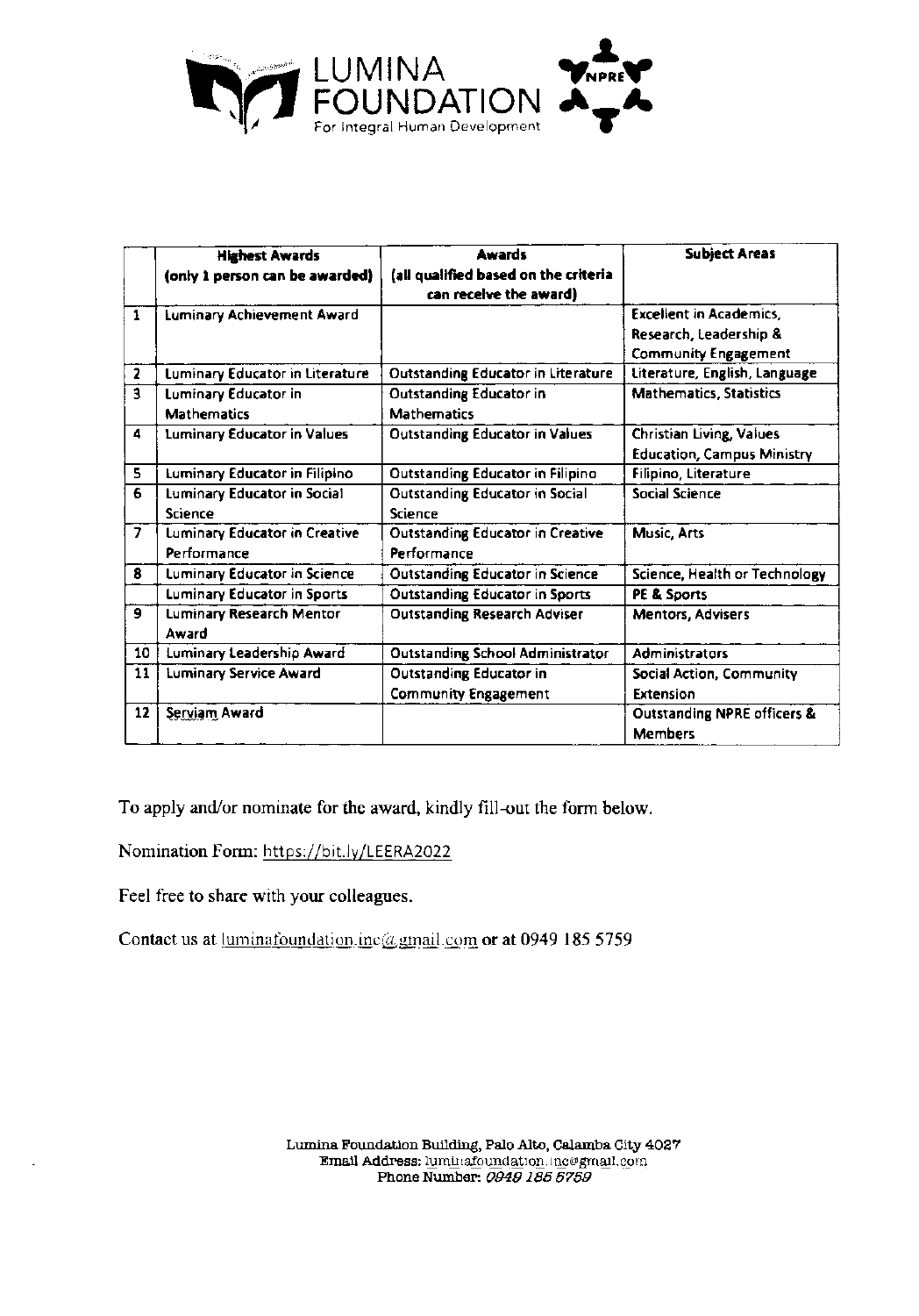LUMINA FOUNDATION

For Integral Human Development

| | Highest Awards (only 1 person can be awarded) | Awards (all qualified based on the criteria can receive the award) | Subject Areas |
|---|---|---|---|
| 1 | Luminary Achievement Award | | Excellent in Academics, Research, Leadership & Community Engagement |
| 2 | Luminary Educator in Literature | Outstanding Educator in Literature | Literature, English, Language |
| 3 | Luminary Educator in Mathematics | Outstanding Educator in Mathematics | Mathematics, Statistics |
| 4 | Luminary Educator in Values | Outstanding Educator in Values | Christian Living, Values Education, Campus Ministry |
| 5 | Luminary Educator in Filipino | Outstanding Educator in Filipino | Filipino, Literature |
| 6 | Luminary Educator in Social Science | Outstanding Educator in Social Science | Social Science |
| 7 | Luminary Educator in Creative Performance | Outstanding Educator in Creative Performance | Music, Arts |
| 8 | Luminary Educator in Science | Outstanding Educator in Science | Science, Health or Technology |
| | Luminary Educator in Sports | Outstanding Educator in Sports | PE & Sports |
| 9 | Luminary Research Mentor Award | Outstanding Research Adviser | Mentors, Advisers |
| 10 | Luminary Leadership Award | Outstanding School Administrator | Administrators |
| 11 | Luminary Service Award | Outstanding Educator in Community Engagement | Social Action, Community Extension |
| 12 | Serviam Award | | Outstanding NPRE officers & Members |

To apply and/or nominate for the award, kindly fill-out the form below.

Nomination Form: https://bit.ly/LEERA2022

Feel free to share with your colleagues.

Contact us at luminafoundation.inc@gmail.com or at 0949 185 5759

Lumina Foundation Building, Palo Alto, Calamba City 4027
Email Address: luminafoundation.inc@gmail.com
Phone Number: 0949 185 5759